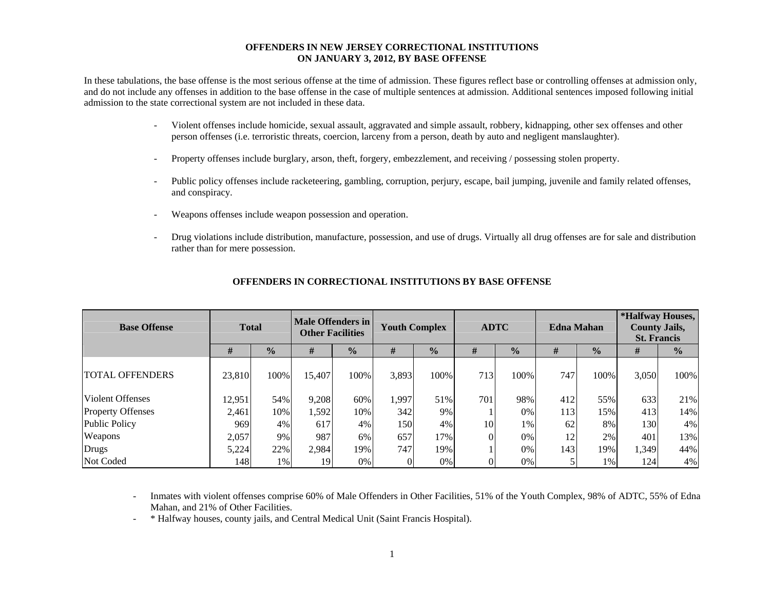# OFFENDERS IN NEW JERSEY CORRECTIONAL INSTITUTIONS ON JANUARY 3, 2012, BY BASE OFFENSE

In these tabulations, the base offense is the most serious offense at the time of admission. These figures reflect base or controlling offenses at admission only, and do not include any offenses in addition to the base offense in the case of multiple sentences at admission. Additional sentences imposed following initial admission to the state correctional system are not included in these data.

- Violent offenses include homicide, sexual assault, aggravated and simple assault, robbery, kidnapping, other sex offenses and other person offenses (i.e. terroristic threats, coercion, larceny from a person, death by auto and negligent manslaughter).
- Property offenses include burglary, arson, theft, forgery, embezzlement, and receiving / possessing stolen property.
- Public policy offenses include racketeering, gambling, corruption, perjury, escape, bail jumping, juvenile and family related offenses, and conspiracy.
- Weapons offenses include weapon possession and operation.
- Drug violations include distribution, manufacture, possession, and use of drugs. Virtually all drug offenses are for sale and distribution rather than for mere possession.

## OFFENDERS IN CORRECTIONAL INSTITUTIONS BY BASE OFFENSE

| Base Offense | Total | | Male Offenders in Other Facilities | | Youth Complex | | ADTC | | Edna Mahan | | *Halfway Houses, County Jails, St. Francis | |
|---|---|---|---|---|---|---|---|---|---|---|---|---|
| | # | % | # | % | # | % | # | % | # | % | # | % |
| TOTAL OFFENDERS | 23,810 | 100% | 15,407 | 100% | 3,893 | 100% | 713 | 100% | 747 | 100% | 3,050 | 100% |
| Violent Offenses | 12,951 | 54% | 9,208 | 60% | 1,997 | 51% | 701 | 98% | 412 | 55% | 633 | 21% |
| Property Offenses | 2,461 | 10% | 1,592 | 10% | 342 | 9% | 1 | 0% | 113 | 15% | 413 | 14% |
| Public Policy | 969 | 4% | 617 | 4% | 150 | 4% | 10 | 1% | 62 | 8% | 130 | 4% |
| Weapons | 2,057 | 9% | 987 | 6% | 657 | 17% | 0 | 0% | 12 | 2% | 401 | 13% |
| Drugs | 5,224 | 22% | 2,984 | 19% | 747 | 19% | 1 | 0% | 143 | 19% | 1,349 | 44% |
| Not Coded | 148 | 1% | 19 | 0% | 0 | 0% | 0 | 0% | 5 | 1% | 124 | 4% |

- Inmates with violent offenses comprise 60% of Male Offenders in Other Facilities, 51% of the Youth Complex, 98% of ADTC, 55% of Edna Mahan, and 21% of Other Facilities.
- * Halfway houses, county jails, and Central Medical Unit (Saint Francis Hospital).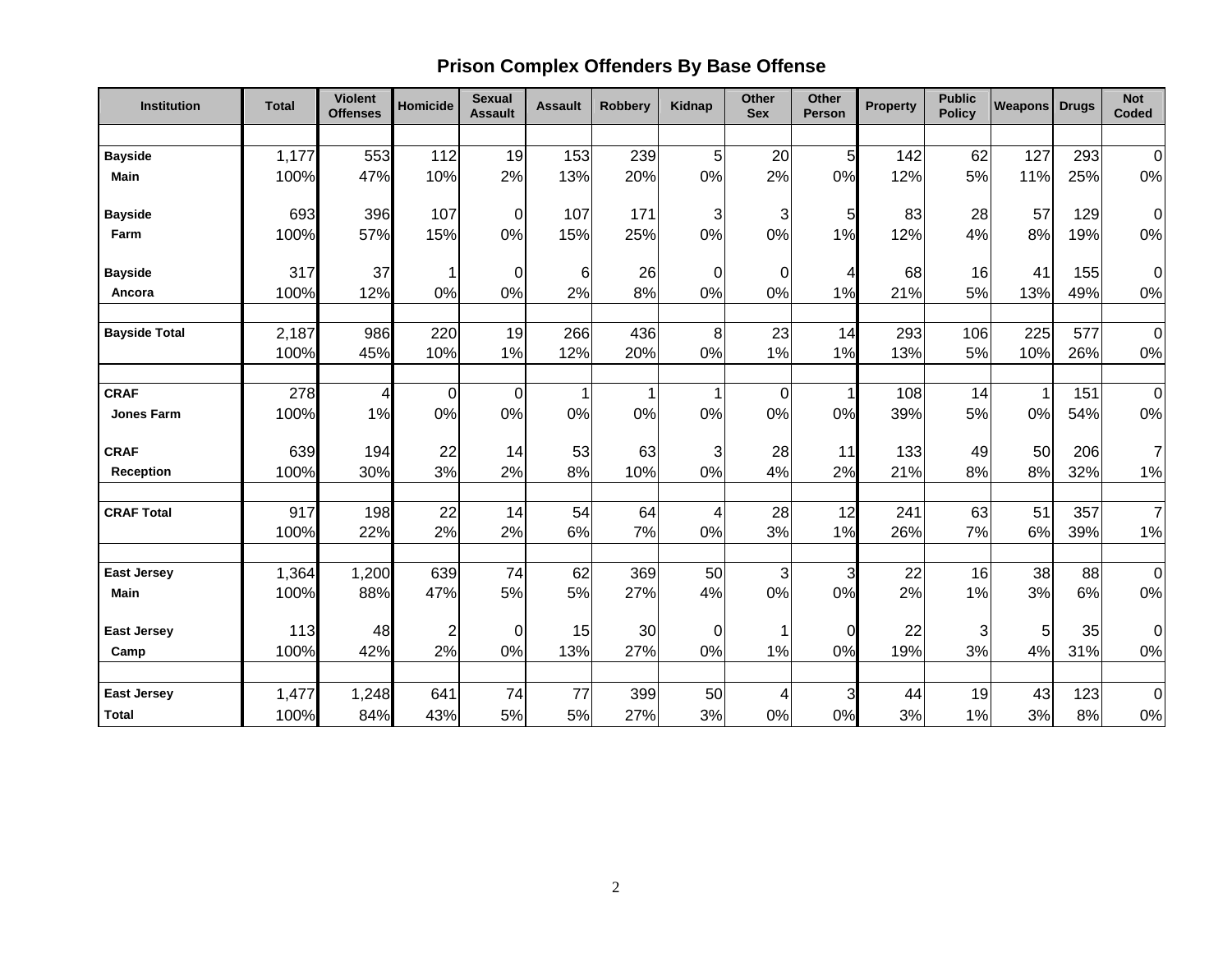## Prison Complex Offenders By Base Offense

| Institution | Total | Violent Offenses | Homicide | Sexual Assault | Assault | Robbery | Kidnap | Other Sex | Other Person | Property | Public Policy | Weapons | Drugs | Not Coded |
|---|---|---|---|---|---|---|---|---|---|---|---|---|---|---|
| **Bayside** | 1,177 | 553 | 112 | 19 | 153 | 239 | 5 | 20 | 5 | 142 | 62 | 127 | 293 | 0 |
| **Main** | 100% | 47% | 10% | 2% | 13% | 20% | 0% | 2% | 0% | 12% | 5% | 11% | 25% | 0% |
| **Bayside** | 693 | 396 | 107 | 0 | 107 | 171 | 3 | 3 | 5 | 83 | 28 | 57 | 129 | 0 |
| **Farm** | 100% | 57% | 15% | 0% | 15% | 25% | 0% | 0% | 1% | 12% | 4% | 8% | 19% | 0% |
| **Bayside** | 317 | 37 | 1 | 0 | 6 | 26 | 0 | 0 | 4 | 68 | 16 | 41 | 155 | 0 |
| **Ancora** | 100% | 12% | 0% | 0% | 2% | 8% | 0% | 0% | 1% | 21% | 5% | 13% | 49% | 0% |
| **Bayside Total** | 2,187 | 986 | 220 | 19 | 266 | 436 | 8 | 23 | 14 | 293 | 106 | 225 | 577 | 0 |
| | 100% | 45% | 10% | 1% | 12% | 20% | 0% | 1% | 1% | 13% | 5% | 10% | 26% | 0% |
| **CRAF** | 278 | 4 | 0 | 0 | 1 | 1 | 1 | 0 | 1 | 108 | 14 | 1 | 151 | 0 |
| **Jones Farm** | 100% | 1% | 0% | 0% | 0% | 0% | 0% | 0% | 0% | 39% | 5% | 0% | 54% | 0% |
| **CRAF** | 639 | 194 | 22 | 14 | 53 | 63 | 3 | 28 | 11 | 133 | 49 | 50 | 206 | 7 |
| **Reception** | 100% | 30% | 3% | 2% | 8% | 10% | 0% | 4% | 2% | 21% | 8% | 8% | 32% | 1% |
| **CRAF Total** | 917 | 198 | 22 | 14 | 54 | 64 | 4 | 28 | 12 | 241 | 63 | 51 | 357 | 7 |
| | 100% | 22% | 2% | 2% | 6% | 7% | 0% | 3% | 1% | 26% | 7% | 6% | 39% | 1% |
| **East Jersey** | 1,364 | 1,200 | 639 | 74 | 62 | 369 | 50 | 3 | 3 | 22 | 16 | 38 | 88 | 0 |
| **Main** | 100% | 88% | 47% | 5% | 5% | 27% | 4% | 0% | 0% | 2% | 1% | 3% | 6% | 0% |
| **East Jersey** | 113 | 48 | 2 | 0 | 15 | 30 | 0 | 1 | 0 | 22 | 3 | 5 | 35 | 0 |
| **Camp** | 100% | 42% | 2% | 0% | 13% | 27% | 0% | 1% | 0% | 19% | 3% | 4% | 31% | 0% |
| **East Jersey** | 1,477 | 1,248 | 641 | 74 | 77 | 399 | 50 | 4 | 3 | 44 | 19 | 43 | 123 | 0 |
| **Total** | 100% | 84% | 43% | 5% | 5% | 27% | 3% | 0% | 0% | 3% | 1% | 3% | 8% | 0% |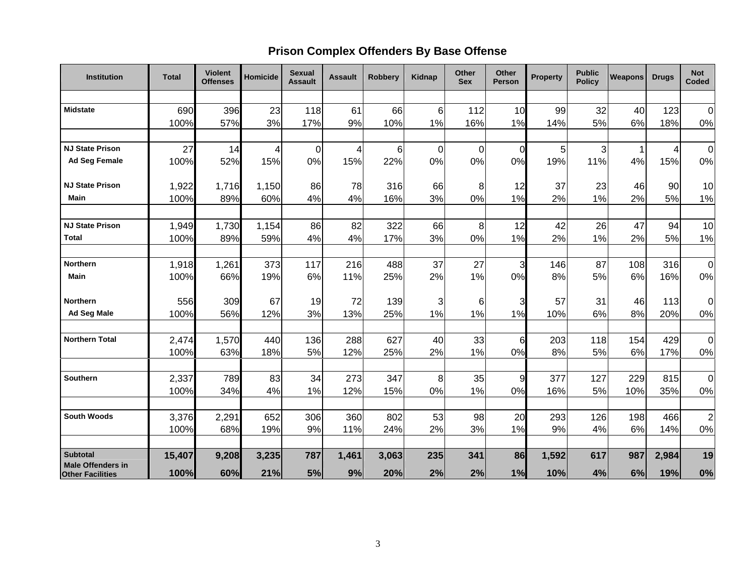## Prison Complex Offenders By Base Offense

| Institution | Total | Violent Offenses | Homicide | Sexual Assault | Assault | Robbery | Kidnap | Other Sex | Other Person | Property | Public Policy | Weapons | Drugs | Not Coded |
|---|---|---|---|---|---|---|---|---|---|---|---|---|---|---|
| **Midstate** | 690 | 396 | 23 | 118 | 61 | 66 | 6 | 112 | 10 | 99 | 32 | 40 | 123 | 0 |
| | 100% | 57% | 3% | 17% | 9% | 10% | 1% | 16% | 1% | 14% | 5% | 6% | 18% | 0% |
| **NJ State Prison Ad Seg Female** | 27 | 14 | 4 | 0 | 4 | 6 | 0 | 0 | 0 | 5 | 3 | 1 | 4 | 0 |
| | 100% | 52% | 15% | 0% | 15% | 22% | 0% | 0% | 0% | 19% | 11% | 4% | 15% | 0% |
| **NJ State Prison Main** | 1,922 | 1,716 | 1,150 | 86 | 78 | 316 | 66 | 8 | 12 | 37 | 23 | 46 | 90 | 10 |
| | 100% | 89% | 60% | 4% | 4% | 16% | 3% | 0% | 1% | 2% | 1% | 2% | 5% | 1% |
| **NJ State Prison Total** | 1,949 | 1,730 | 1,154 | 86 | 82 | 322 | 66 | 8 | 12 | 42 | 26 | 47 | 94 | 10 |
| | 100% | 89% | 59% | 4% | 4% | 17% | 3% | 0% | 1% | 2% | 1% | 2% | 5% | 1% |
| **Northern Main** | 1,918 | 1,261 | 373 | 117 | 216 | 488 | 37 | 27 | 3 | 146 | 87 | 108 | 316 | 0 |
| | 100% | 66% | 19% | 6% | 11% | 25% | 2% | 1% | 0% | 8% | 5% | 6% | 16% | 0% |
| **Northern Ad Seg Male** | 556 | 309 | 67 | 19 | 72 | 139 | 3 | 6 | 3 | 57 | 31 | 46 | 113 | 0 |
| | 100% | 56% | 12% | 3% | 13% | 25% | 1% | 1% | 1% | 10% | 6% | 8% | 20% | 0% |
| **Northern Total** | 2,474 | 1,570 | 440 | 136 | 288 | 627 | 40 | 33 | 6 | 203 | 118 | 154 | 429 | 0 |
| | 100% | 63% | 18% | 5% | 12% | 25% | 2% | 1% | 0% | 8% | 5% | 6% | 17% | 0% |
| **Southern** | 2,337 | 789 | 83 | 34 | 273 | 347 | 8 | 35 | 9 | 377 | 127 | 229 | 815 | 0 |
| | 100% | 34% | 4% | 1% | 12% | 15% | 0% | 1% | 0% | 16% | 5% | 10% | 35% | 0% |
| **South Woods** | 3,376 | 2,291 | 652 | 306 | 360 | 802 | 53 | 98 | 20 | 293 | 126 | 198 | 466 | 2 |
| | 100% | 68% | 19% | 9% | 11% | 24% | 2% | 3% | 1% | 9% | 4% | 6% | 14% | 0% |
| **Subtotal Male Offenders in Other Facilities** | **15,407** | **9,208** | **3,235** | **787** | **1,461** | **3,063** | **235** | **341** | **86** | **1,592** | **617** | **987** | **2,984** | **19** |
| | **100%** | **60%** | **21%** | **5%** | **9%** | **20%** | **2%** | **2%** | **1%** | **10%** | **4%** | **6%** | **19%** | **0%** |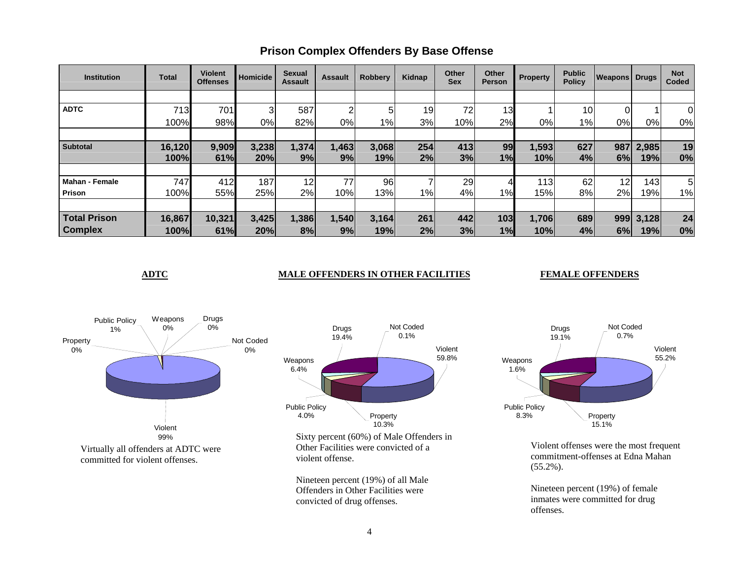# Prison Complex Offenders By Base Offense

| Institution | Total | Violent Offenses | Homicide | Sexual Assault | Assault | Robbery | Kidnap | Other Sex | Other Person | Property | Public Policy | Weapons | Drugs | Not Coded |
|---|---|---|---|---|---|---|---|---|---|---|---|---|---|---|
| **ADTC** | 713 | 701 | 3 | 587 | 2 | 5 | 19 | 72 | 13 | 1 | 10 | 0 | 1 | 0 |
| | 100% | 98% | 0% | 82% | 0% | 1% | 3% | 10% | 2% | 0% | 1% | 0% | 0% | 0% |
| **Subtotal** | **16,120** | **9,909** | **3,238** | **1,374** | **1,463** | **3,068** | **254** | **413** | **99** | **1,593** | **627** | **987** | **2,985** | **19** |
| | **100%** | **61%** | **20%** | **9%** | **9%** | **19%** | **2%** | **3%** | **1%** | **10%** | **4%** | **6%** | **19%** | **0%** |
| **Mahan - Female Prison** | 747 | 412 | 187 | 12 | 77 | 96 | 7 | 29 | 4 | 113 | 62 | 12 | 143 | 5 |
| | 100% | 55% | 25% | 2% | 10% | 13% | 1% | 4% | 1% | 15% | 8% | 2% | 19% | 1% |
| **Total Prison Complex** | **16,867** | **10,321** | **3,425** | **1,386** | **1,540** | **3,164** | **261** | **442** | **103** | **1,706** | **689** | **999** | **3,128** | **24** |
| | **100%** | **61%** | **20%** | **8%** | **9%** | **19%** | **2%** | **3%** | **1%** | **10%** | **4%** | **6%** | **19%** | **0%** |

## ADTC

Violent 99%; Property 0%; Public Policy 1%; Weapons 0%; Drugs 0%; Not Coded 0%

Virtually all offenders at ADTC were committed for violent offenses.

## MALE OFFENDERS IN OTHER FACILITIES

Violent 59.8%; Property 10.3%; Public Policy 4.0%; Weapons 6.4%; Drugs 19.4%; Not Coded 0.1%

Sixty percent (60%) of Male Offenders in Other Facilities were convicted of a violent offense.

Nineteen percent (19%) of all Male Offenders in Other Facilities were convicted of drug offenses.

## FEMALE OFFENDERS

Violent 55.2%; Property 15.1%; Public Policy 8.3%; Weapons 1.6%; Drugs 19.1%; Not Coded 0.7%

Violent offenses were the most frequent commitment-offenses at Edna Mahan (55.2%).

Nineteen percent (19%) of female inmates were committed for drug offenses.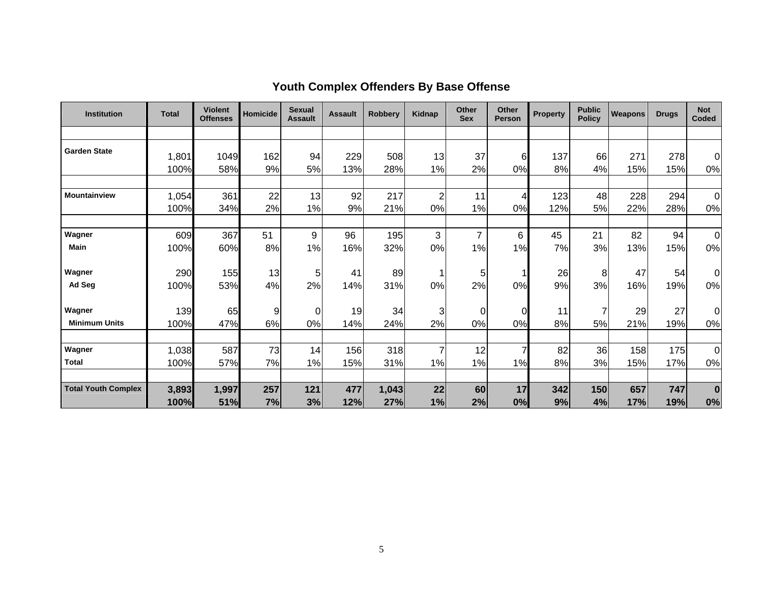## Youth Complex Offenders By Base Offense

| Institution | Total | Violent Offenses | Homicide | Sexual Assault | Assault | Robbery | Kidnap | Other Sex | Other Person | Property | Public Policy | Weapons | Drugs | Not Coded |
|---|---|---|---|---|---|---|---|---|---|---|---|---|---|---|
| **Garden State** | 1,801 | 1049 | 162 | 94 | 229 | 508 | 13 | 37 | 6 | 137 | 66 | 271 | 278 | 0 |
| | 100% | 58% | 9% | 5% | 13% | 28% | 1% | 2% | 0% | 8% | 4% | 15% | 15% | 0% |
| **Mountainview** | 1,054 | 361 | 22 | 13 | 92 | 217 | 2 | 11 | 4 | 123 | 48 | 228 | 294 | 0 |
| | 100% | 34% | 2% | 1% | 9% | 21% | 0% | 1% | 0% | 12% | 5% | 22% | 28% | 0% |
| **Wagner Main** | 609 | 367 | 51 | 9 | 96 | 195 | 3 | 7 | 6 | 45 | 21 | 82 | 94 | 0 |
| | 100% | 60% | 8% | 1% | 16% | 32% | 0% | 1% | 1% | 7% | 3% | 13% | 15% | 0% |
| **Wagner Ad Seg** | 290 | 155 | 13 | 5 | 41 | 89 | 1 | 5 | 1 | 26 | 8 | 47 | 54 | 0 |
| | 100% | 53% | 4% | 2% | 14% | 31% | 0% | 2% | 0% | 9% | 3% | 16% | 19% | 0% |
| **Wagner Minimum Units** | 139 | 65 | 9 | 0 | 19 | 34 | 3 | 0 | 0 | 11 | 7 | 29 | 27 | 0 |
| | 100% | 47% | 6% | 0% | 14% | 24% | 2% | 0% | 0% | 8% | 5% | 21% | 19% | 0% |
| **Wagner Total** | 1,038 | 587 | 73 | 14 | 156 | 318 | 7 | 12 | 7 | 82 | 36 | 158 | 175 | 0 |
| | 100% | 57% | 7% | 1% | 15% | 31% | 1% | 1% | 1% | 8% | 3% | 15% | 17% | 0% |
| **Total Youth Complex** | **3,893** | **1,997** | **257** | **121** | **477** | **1,043** | **22** | **60** | **17** | **342** | **150** | **657** | **747** | **0** |
| | **100%** | **51%** | **7%** | **3%** | **12%** | **27%** | **1%** | **2%** | **0%** | **9%** | **4%** | **17%** | **19%** | **0%** |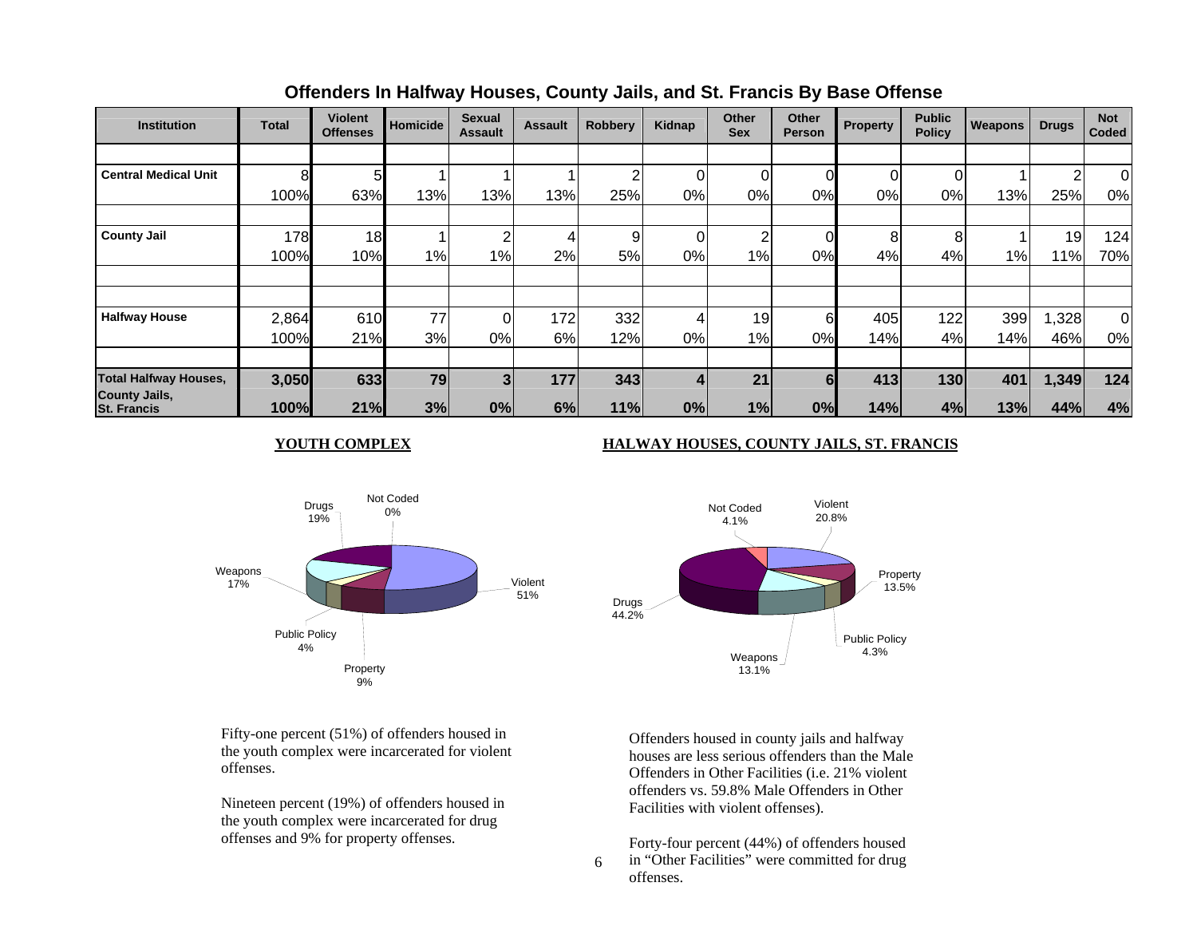## Offenders In Halfway Houses, County Jails, and St. Francis By Base Offense

| Institution | Total | Violent Offenses | Homicide | Sexual Assault | Assault | Robbery | Kidnap | Other Sex | Other Person | Property | Public Policy | Weapons | Drugs | Not Coded |
|---|---|---|---|---|---|---|---|---|---|---|---|---|---|---|
| **Central Medical Unit** | 8 | 5 | 1 | 1 | 1 | 2 | 0 | 0 | 0 | 0 | 0 | 1 | 2 | 0 |
| | 100% | 63% | 13% | 13% | 13% | 25% | 0% | 0% | 0% | 0% | 0% | 13% | 25% | 0% |
| **County Jail** | 178 | 18 | 1 | 2 | 4 | 9 | 0 | 2 | 0 | 8 | 8 | 1 | 19 | 124 |
| | 100% | 10% | 1% | 1% | 2% | 5% | 0% | 1% | 0% | 4% | 4% | 1% | 11% | 70% |
| **Halfway House** | 2,864 | 610 | 77 | 0 | 172 | 332 | 4 | 19 | 6 | 405 | 122 | 399 | 1,328 | 0 |
| | 100% | 21% | 3% | 0% | 6% | 12% | 0% | 1% | 0% | 14% | 4% | 14% | 46% | 0% |
| **Total Halfway Houses, County Jails, St. Francis** | **3,050** | **633** | **79** | **3** | **177** | **343** | **4** | **21** | **6** | **413** | **130** | **401** | **1,349** | **124** |
| | **100%** | **21%** | **3%** | **0%** | **6%** | **11%** | **0%** | **1%** | **0%** | **14%** | **4%** | **13%** | **44%** | **4%** |

**YOUTH COMPLEX**

Not Coded 0%
Drugs 19%
Weapons 17%
Violent 51%
Public Policy 4%
Property 9%

Fifty-one percent (51%) of offenders housed in the youth complex were incarcerated for violent offenses.

Nineteen percent (19%) of offenders housed in the youth complex were incarcerated for drug offenses and 9% for property offenses.

**HALWAY HOUSES, COUNTY JAILS, ST. FRANCIS**

Not Coded 4.1%
Violent 20.8%
Property 13.5%
Drugs 44.2%
Public Policy 4.3%
Weapons 13.1%

Offenders housed in county jails and halfway houses are less serious offenders than the Male Offenders in Other Facilities (i.e. 21% violent offenders vs. 59.8% Male Offenders in Other Facilities with violent offenses).

Forty-four percent (44%) of offenders housed in "Other Facilities" were committed for drug offenses.